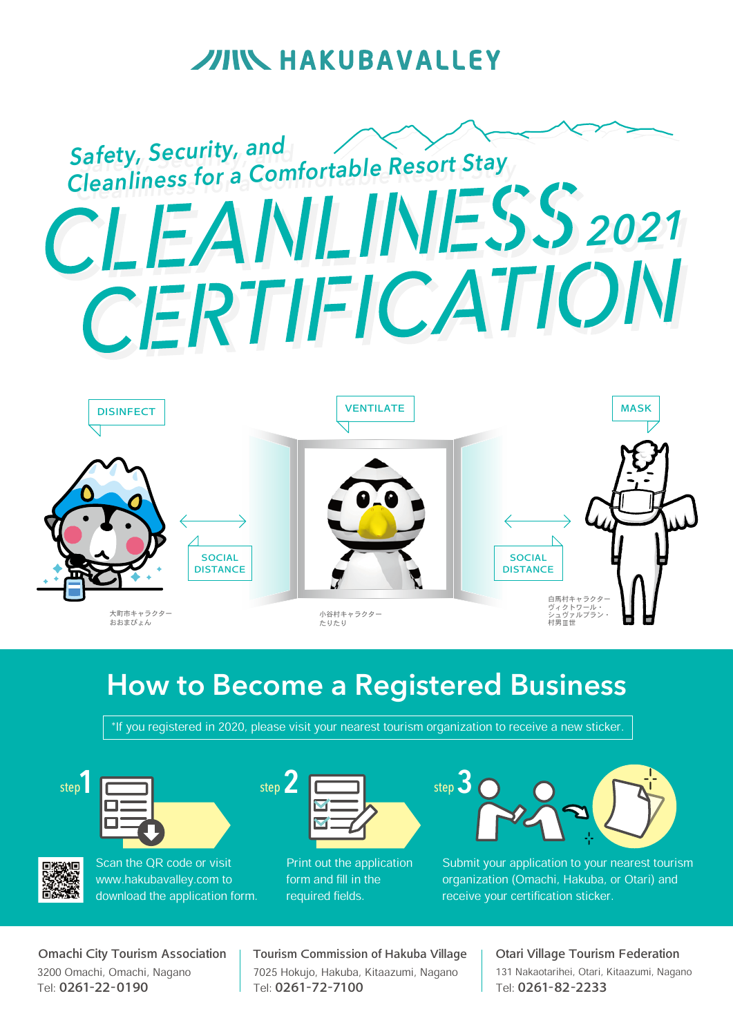# HAKUBAVALLEY

Safety, Security, and Cleanliness for a Comfortable Resort Stay

# CLEANLINESS 2021 CERTIFICATION

DISINFECT

VENTILATE

MASK

SOCIAL DISTANCE

SOCIAL DISTANCE

大町市キャラクター
おおまぴょん

小谷村キャラクター
たりたり

白馬村キャラクター
ヴィクトワール・
シュヴァルブラン・
村男Ⅲ世

## How to Become a Registered Business

*If you registered in 2020, please visit your nearest tourism organization to receive a new sticker.

**step 1**

Scan the QR code or visit www.hakubavalley.com to download the application form.

**step 2**

Print out the application form and fill in the required fields.

**step 3**

Submit your application to your nearest tourism organization (Omachi, Hakuba, or Otari) and receive your certification sticker.

**Omachi City Tourism Association**
3200 Omachi, Omachi, Nagano
Tel: **0261-22-0190**

**Tourism Commission of Hakuba Village**
7025 Hokujo, Hakuba, Kitaazumi, Nagano
Tel: **0261-72-7100**

**Otari Village Tourism Federation**
131 Nakaotarihei, Otari, Kitaazumi, Nagano
Tel: **0261-82-2233**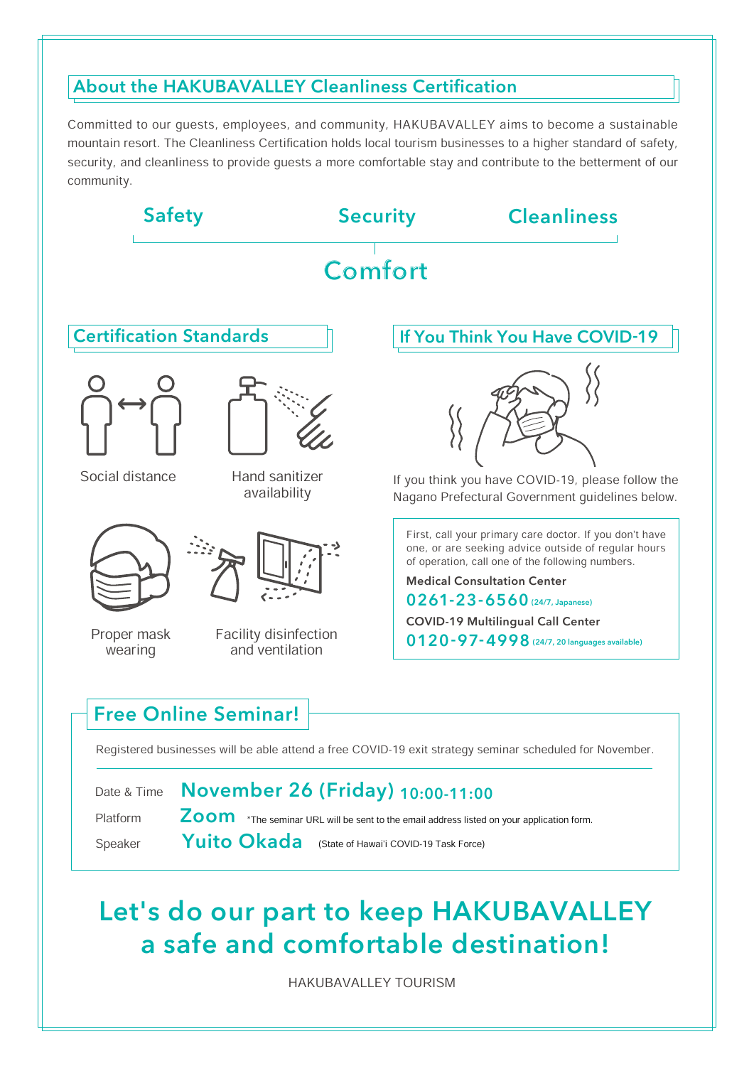## About the HAKUBAVALLEY Cleanliness Certification

Committed to our guests, employees, and community, HAKUBAVALLEY aims to become a sustainable mountain resort. The Cleanliness Certification holds local tourism businesses to a higher standard of safety, security, and cleanliness to provide guests a more comfortable stay and contribute to the betterment of our community.

**Safety** **Security** **Cleanliness**

**Comfort**

## Certification Standards

- Social distance
- Hand sanitizer availability
- Proper mask wearing
- Facility disinfection and ventilation

## If You Think You Have COVID-19

If you think you have COVID-19, please follow the Nagano Prefectural Government guidelines below.

First, call your primary care doctor. If you don't have one, or are seeking advice outside of regular hours of operation, call one of the following numbers.

**Medical Consultation Center**
**0261-23-6560** (24/7, Japanese)

**COVID-19 Multilingual Call Center**
**0120-97-4998** (24/7, 20 languages available)

## Free Online Seminar!

Registered businesses will be able attend a free COVID-19 exit strategy seminar scheduled for November.

| | |
|---|---|
| Date & Time | **November 26 (Friday) 10:00-11:00** |
| Platform | **Zoom** *The seminar URL will be sent to the email address listed on your application form. |
| Speaker | **Yuito Okada** (State of Hawai'i COVID-19 Task Force) |

# Let's do our part to keep HAKUBAVALLEY a safe and comfortable destination!

HAKUBAVALLEY TOURISM